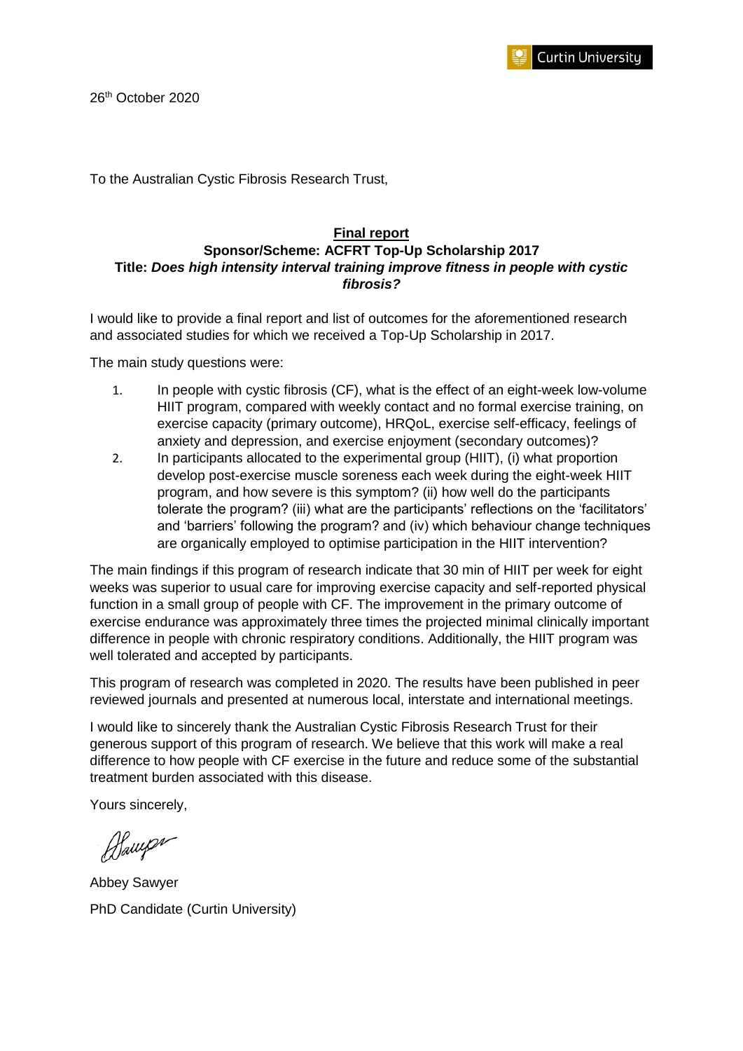26th October 2020

To the Australian Cystic Fibrosis Research Trust,

**Final report**
**Sponsor/Scheme: ACFRT Top-Up Scholarship 2017**
**Title:** ***Does high intensity interval training improve fitness in people with cystic fibrosis?***

I would like to provide a final report and list of outcomes for the aforementioned research and associated studies for which we received a Top-Up Scholarship in 2017.

The main study questions were:

1. In people with cystic fibrosis (CF), what is the effect of an eight-week low-volume HIIT program, compared with weekly contact and no formal exercise training, on exercise capacity (primary outcome), HRQoL, exercise self-efficacy, feelings of anxiety and depression, and exercise enjoyment (secondary outcomes)?
2. In participants allocated to the experimental group (HIIT), (i) what proportion develop post-exercise muscle soreness each week during the eight-week HIIT program, and how severe is this symptom? (ii) how well do the participants tolerate the program? (iii) what are the participants' reflections on the 'facilitators' and 'barriers' following the program? and (iv) which behaviour change techniques are organically employed to optimise participation in the HIIT intervention?

The main findings if this program of research indicate that 30 min of HIIT per week for eight weeks was superior to usual care for improving exercise capacity and self-reported physical function in a small group of people with CF. The improvement in the primary outcome of exercise endurance was approximately three times the projected minimal clinically important difference in people with chronic respiratory conditions. Additionally, the HIIT program was well tolerated and accepted by participants.

This program of research was completed in 2020. The results have been published in peer reviewed journals and presented at numerous local, interstate and international meetings.

I would like to sincerely thank the Australian Cystic Fibrosis Research Trust for their generous support of this program of research. We believe that this work will make a real difference to how people with CF exercise in the future and reduce some of the substantial treatment burden associated with this disease.

Yours sincerely,

Abbey Sawyer
PhD Candidate (Curtin University)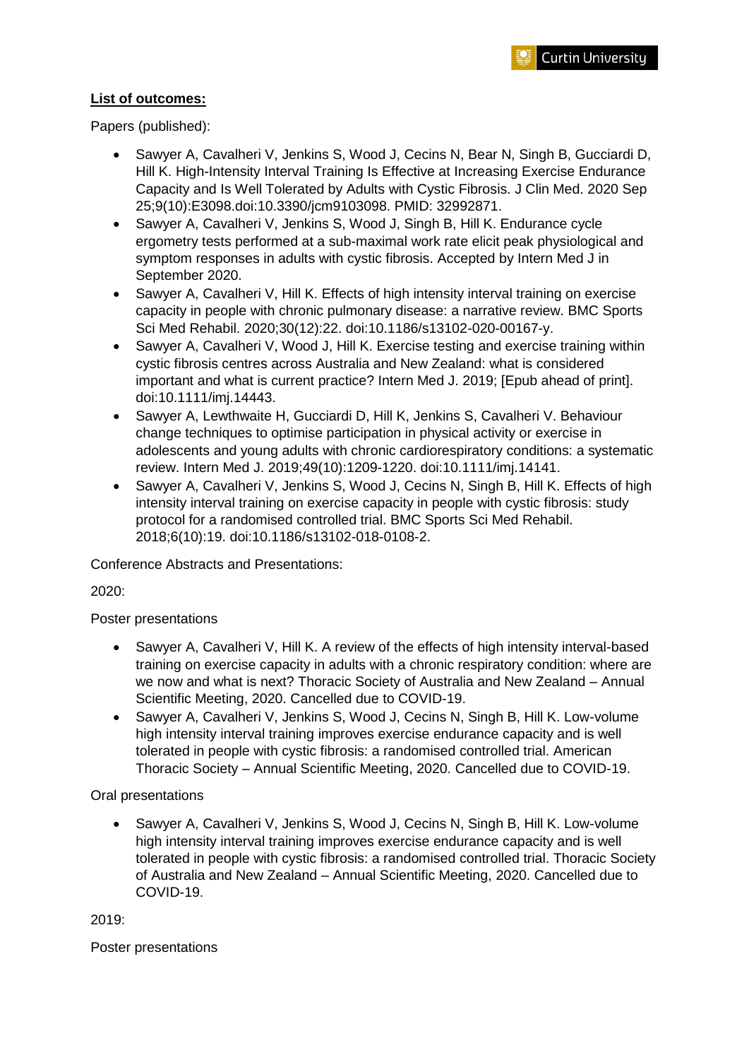**List of outcomes:**

Papers (published):

- Sawyer A, Cavalheri V, Jenkins S, Wood J, Cecins N, Bear N, Singh B, Gucciardi D, Hill K. High-Intensity Interval Training Is Effective at Increasing Exercise Endurance Capacity and Is Well Tolerated by Adults with Cystic Fibrosis. J Clin Med. 2020 Sep 25;9(10):E3098.doi:10.3390/jcm9103098. PMID: 32992871.
- Sawyer A, Cavalheri V, Jenkins S, Wood J, Singh B, Hill K. Endurance cycle ergometry tests performed at a sub-maximal work rate elicit peak physiological and symptom responses in adults with cystic fibrosis. Accepted by Intern Med J in September 2020.
- Sawyer A, Cavalheri V, Hill K. Effects of high intensity interval training on exercise capacity in people with chronic pulmonary disease: a narrative review. BMC Sports Sci Med Rehabil. 2020;30(12):22. doi:10.1186/s13102-020-00167-y.
- Sawyer A, Cavalheri V, Wood J, Hill K. Exercise testing and exercise training within cystic fibrosis centres across Australia and New Zealand: what is considered important and what is current practice? Intern Med J. 2019; [Epub ahead of print]. doi:10.1111/imj.14443.
- Sawyer A, Lewthwaite H, Gucciardi D, Hill K, Jenkins S, Cavalheri V. Behaviour change techniques to optimise participation in physical activity or exercise in adolescents and young adults with chronic cardiorespiratory conditions: a systematic review. Intern Med J. 2019;49(10):1209-1220. doi:10.1111/imj.14141.
- Sawyer A, Cavalheri V, Jenkins S, Wood J, Cecins N, Singh B, Hill K. Effects of high intensity interval training on exercise capacity in people with cystic fibrosis: study protocol for a randomised controlled trial. BMC Sports Sci Med Rehabil. 2018;6(10):19. doi:10.1186/s13102-018-0108-2.

Conference Abstracts and Presentations:

2020:

Poster presentations

- Sawyer A, Cavalheri V, Hill K. A review of the effects of high intensity interval-based training on exercise capacity in adults with a chronic respiratory condition: where are we now and what is next? Thoracic Society of Australia and New Zealand – Annual Scientific Meeting, 2020. Cancelled due to COVID-19.
- Sawyer A, Cavalheri V, Jenkins S, Wood J, Cecins N, Singh B, Hill K. Low-volume high intensity interval training improves exercise endurance capacity and is well tolerated in people with cystic fibrosis: a randomised controlled trial. American Thoracic Society – Annual Scientific Meeting, 2020. Cancelled due to COVID-19.

Oral presentations

- Sawyer A, Cavalheri V, Jenkins S, Wood J, Cecins N, Singh B, Hill K. Low-volume high intensity interval training improves exercise endurance capacity and is well tolerated in people with cystic fibrosis: a randomised controlled trial. Thoracic Society of Australia and New Zealand – Annual Scientific Meeting, 2020. Cancelled due to COVID-19.

2019:

Poster presentations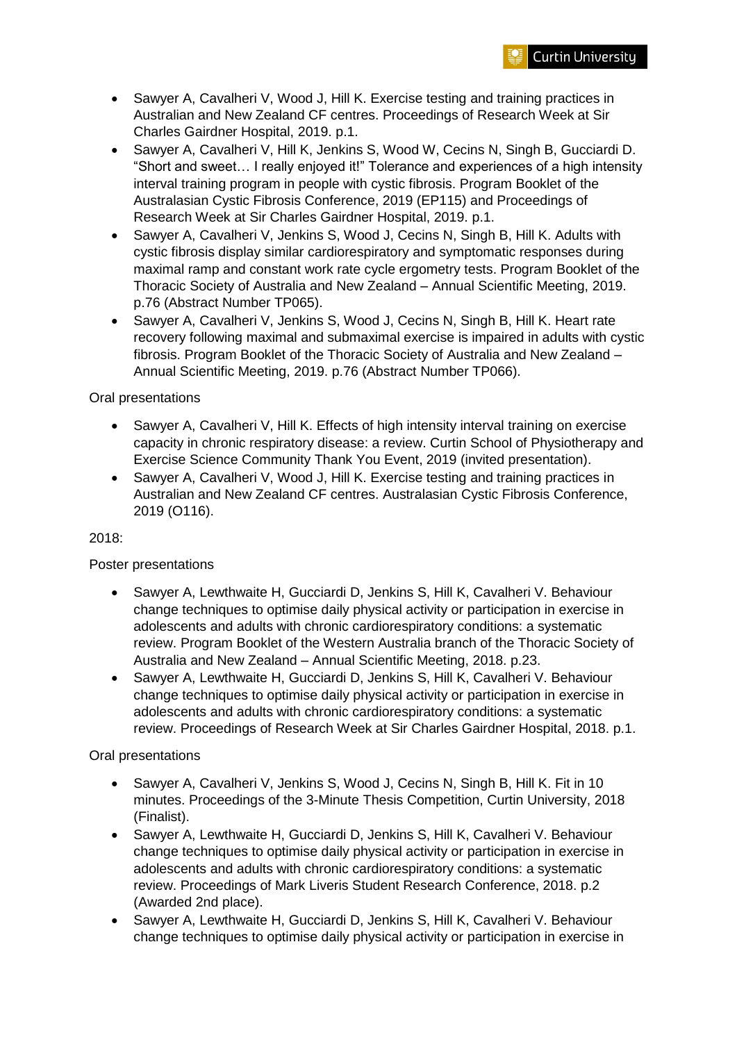- Sawyer A, Cavalheri V, Wood J, Hill K. Exercise testing and training practices in Australian and New Zealand CF centres. Proceedings of Research Week at Sir Charles Gairdner Hospital, 2019. p.1.
- Sawyer A, Cavalheri V, Hill K, Jenkins S, Wood W, Cecins N, Singh B, Gucciardi D. "Short and sweet… I really enjoyed it!" Tolerance and experiences of a high intensity interval training program in people with cystic fibrosis. Program Booklet of the Australasian Cystic Fibrosis Conference, 2019 (EP115) and Proceedings of Research Week at Sir Charles Gairdner Hospital, 2019. p.1.
- Sawyer A, Cavalheri V, Jenkins S, Wood J, Cecins N, Singh B, Hill K. Adults with cystic fibrosis display similar cardiorespiratory and symptomatic responses during maximal ramp and constant work rate cycle ergometry tests. Program Booklet of the Thoracic Society of Australia and New Zealand – Annual Scientific Meeting, 2019. p.76 (Abstract Number TP065).
- Sawyer A, Cavalheri V, Jenkins S, Wood J, Cecins N, Singh B, Hill K. Heart rate recovery following maximal and submaximal exercise is impaired in adults with cystic fibrosis. Program Booklet of the Thoracic Society of Australia and New Zealand – Annual Scientific Meeting, 2019. p.76 (Abstract Number TP066).

Oral presentations

- Sawyer A, Cavalheri V, Hill K. Effects of high intensity interval training on exercise capacity in chronic respiratory disease: a review. Curtin School of Physiotherapy and Exercise Science Community Thank You Event, 2019 (invited presentation).
- Sawyer A, Cavalheri V, Wood J, Hill K. Exercise testing and training practices in Australian and New Zealand CF centres. Australasian Cystic Fibrosis Conference, 2019 (O116).

2018:

Poster presentations

- Sawyer A, Lewthwaite H, Gucciardi D, Jenkins S, Hill K, Cavalheri V. Behaviour change techniques to optimise daily physical activity or participation in exercise in adolescents and adults with chronic cardiorespiratory conditions: a systematic review. Program Booklet of the Western Australia branch of the Thoracic Society of Australia and New Zealand – Annual Scientific Meeting, 2018. p.23.
- Sawyer A, Lewthwaite H, Gucciardi D, Jenkins S, Hill K, Cavalheri V. Behaviour change techniques to optimise daily physical activity or participation in exercise in adolescents and adults with chronic cardiorespiratory conditions: a systematic review. Proceedings of Research Week at Sir Charles Gairdner Hospital, 2018. p.1.

Oral presentations

- Sawyer A, Cavalheri V, Jenkins S, Wood J, Cecins N, Singh B, Hill K. Fit in 10 minutes. Proceedings of the 3-Minute Thesis Competition, Curtin University, 2018 (Finalist).
- Sawyer A, Lewthwaite H, Gucciardi D, Jenkins S, Hill K, Cavalheri V. Behaviour change techniques to optimise daily physical activity or participation in exercise in adolescents and adults with chronic cardiorespiratory conditions: a systematic review. Proceedings of Mark Liveris Student Research Conference, 2018. p.2 (Awarded 2nd place).
- Sawyer A, Lewthwaite H, Gucciardi D, Jenkins S, Hill K, Cavalheri V. Behaviour change techniques to optimise daily physical activity or participation in exercise in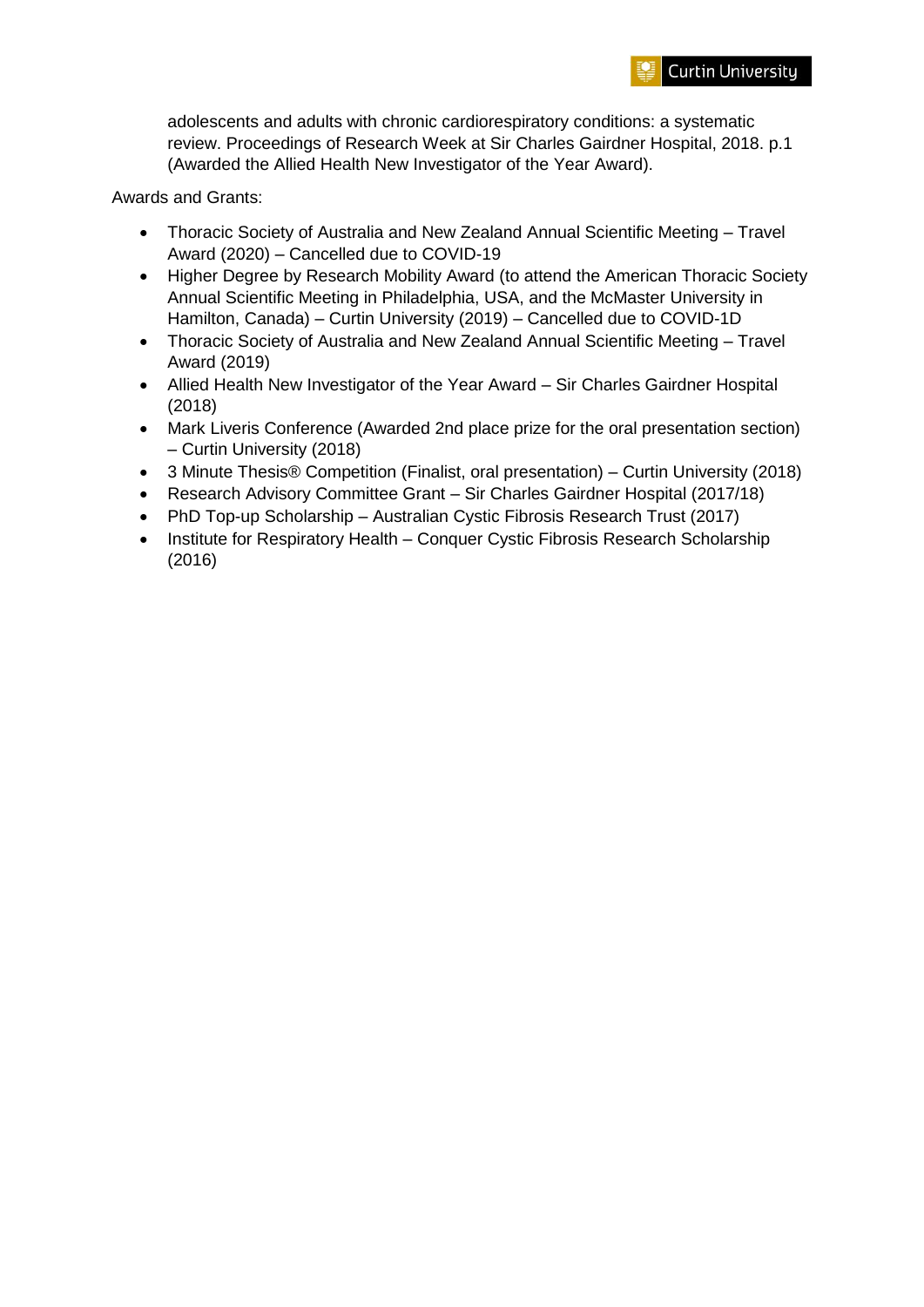adolescents and adults with chronic cardiorespiratory conditions: a systematic review. Proceedings of Research Week at Sir Charles Gairdner Hospital, 2018. p.1 (Awarded the Allied Health New Investigator of the Year Award).

Awards and Grants:

- Thoracic Society of Australia and New Zealand Annual Scientific Meeting – Travel Award (2020) – Cancelled due to COVID-19
- Higher Degree by Research Mobility Award (to attend the American Thoracic Society Annual Scientific Meeting in Philadelphia, USA, and the McMaster University in Hamilton, Canada) – Curtin University (2019) – Cancelled due to COVID-1D
- Thoracic Society of Australia and New Zealand Annual Scientific Meeting – Travel Award (2019)
- Allied Health New Investigator of the Year Award – Sir Charles Gairdner Hospital (2018)
- Mark Liveris Conference (Awarded 2nd place prize for the oral presentation section) – Curtin University (2018)
- 3 Minute Thesis® Competition (Finalist, oral presentation) – Curtin University (2018)
- Research Advisory Committee Grant – Sir Charles Gairdner Hospital (2017/18)
- PhD Top-up Scholarship – Australian Cystic Fibrosis Research Trust (2017)
- Institute for Respiratory Health – Conquer Cystic Fibrosis Research Scholarship (2016)